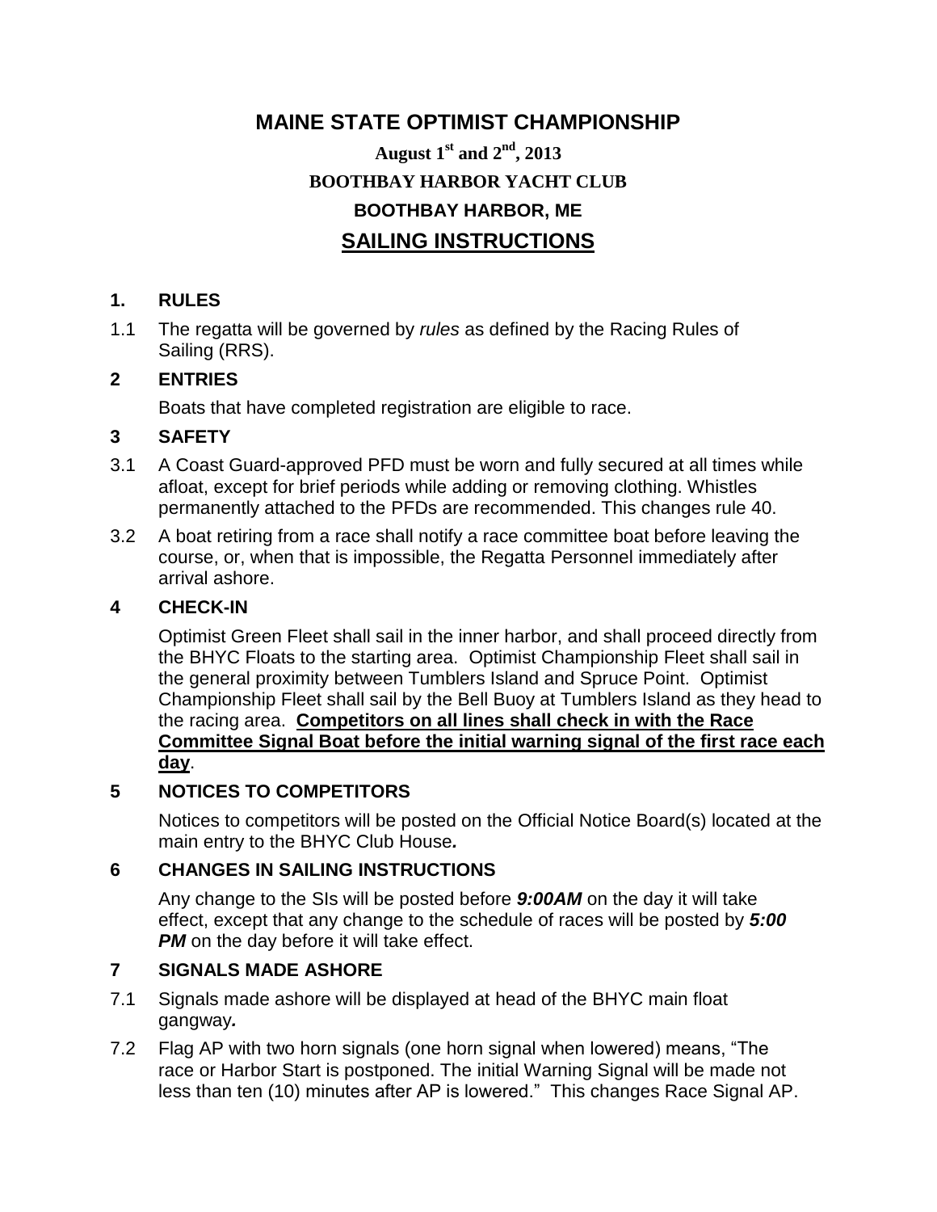# MAINE STATE OPTIMIST CHAMPIONSHIP

**August 1st and 2nd, 2013**

**BOOTHBAY HARBOR YACHT CLUB**

**BOOTHBAY HARBOR, ME**

## SAILING INSTRUCTIONS

### 1. RULES

1.1 The regatta will be governed by *rules* as defined by the Racing Rules of Sailing (RRS).

### 2 ENTRIES

Boats that have completed registration are eligible to race.

### 3 SAFETY

3.1 A Coast Guard-approved PFD must be worn and fully secured at all times while afloat, except for brief periods while adding or removing clothing. Whistles permanently attached to the PFDs are recommended. This changes rule 40.

3.2 A boat retiring from a race shall notify a race committee boat before leaving the course, or, when that is impossible, the Regatta Personnel immediately after arrival ashore.

### 4 CHECK-IN

Optimist Green Fleet shall sail in the inner harbor, and shall proceed directly from the BHYC Floats to the starting area. Optimist Championship Fleet shall sail in the general proximity between Tumblers Island and Spruce Point. Optimist Championship Fleet shall sail by the Bell Buoy at Tumblers Island as they head to the racing area. **Competitors on all lines shall check in with the Race Committee Signal Boat before the initial warning signal of the first race each day**.

### 5 NOTICES TO COMPETITORS

Notices to competitors will be posted on the Official Notice Board(s) located at the main entry to the BHYC Club House*.*

### 6 CHANGES IN SAILING INSTRUCTIONS

Any change to the SIs will be posted before ***9:00AM*** on the day it will take effect, except that any change to the schedule of races will be posted by ***5:00 PM*** on the day before it will take effect.

### 7 SIGNALS MADE ASHORE

7.1 Signals made ashore will be displayed at head of the BHYC main float gangway*.*

7.2 Flag AP with two horn signals (one horn signal when lowered) means, "The race or Harbor Start is postponed. The initial Warning Signal will be made not less than ten (10) minutes after AP is lowered." This changes Race Signal AP.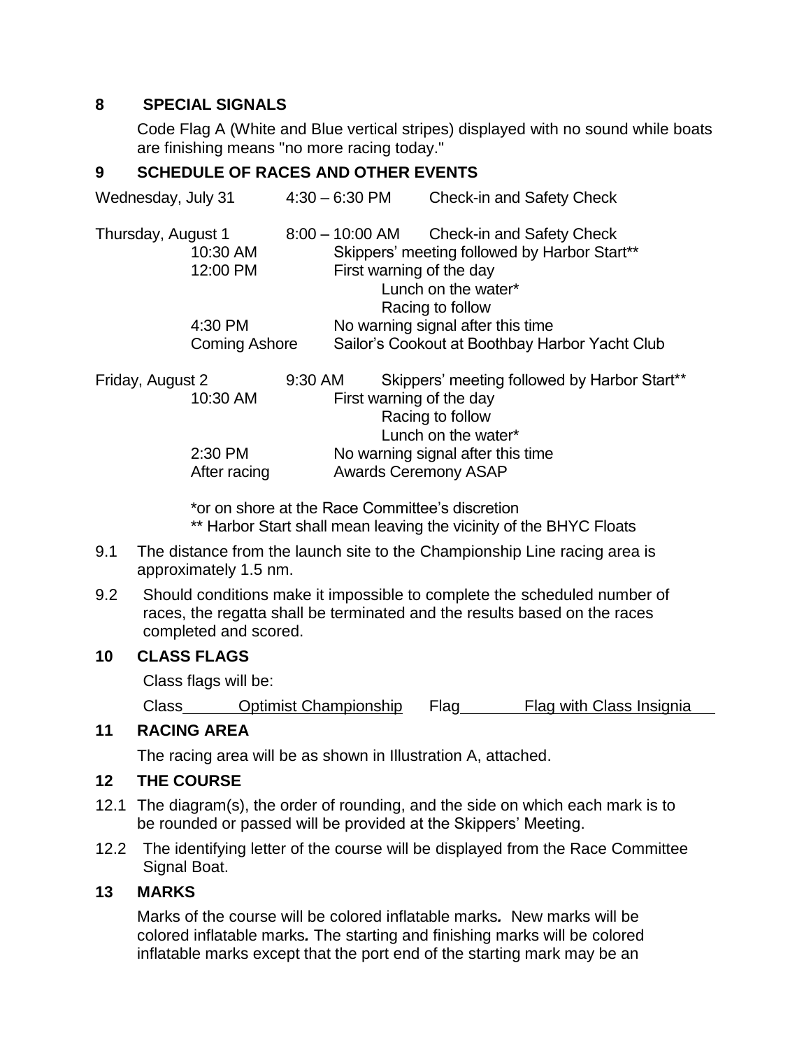## 8 SPECIAL SIGNALS

Code Flag A (White and Blue vertical stripes) displayed with no sound while boats are finishing means "no more racing today."

## 9 SCHEDULE OF RACES AND OTHER EVENTS

| | | |
|---|---|---|
| Wednesday, July 31 | 4:30 – 6:30 PM | Check-in and Safety Check |
| Thursday, August 1 | 8:00 – 10:00 AM | Check-in and Safety Check |
| | 10:30 AM | Skippers' meeting followed by Harbor Start** |
| | 12:00 PM | First warning of the day<br>Lunch on the water*<br>Racing to follow |
| | 4:30 PM | No warning signal after this time |
| | Coming Ashore | Sailor's Cookout at Boothbay Harbor Yacht Club |
| Friday, August 2 | 9:30 AM | Skippers' meeting followed by Harbor Start** |
| | 10:30 AM | First warning of the day<br>Racing to follow<br>Lunch on the water* |
| | 2:30 PM | No warning signal after this time |
| | After racing | Awards Ceremony ASAP |

*or on shore at the Race Committee's discretion
** Harbor Start shall mean leaving the vicinity of the BHYC Floats

9.1 The distance from the launch site to the Championship Line racing area is approximately 1.5 nm.

9.2 Should conditions make it impossible to complete the scheduled number of races, the regatta shall be terminated and the results based on the races completed and scored.

## 10 CLASS FLAGS

Class flags will be:

| Class | Flag |
|---|---|
| Optimist Championship | Flag with Class Insignia |

## 11 RACING AREA

The racing area will be as shown in Illustration A, attached.

## 12 THE COURSE

12.1 The diagram(s), the order of rounding, and the side on which each mark is to be rounded or passed will be provided at the Skippers' Meeting.

12.2 The identifying letter of the course will be displayed from the Race Committee Signal Boat.

## 13 MARKS

Marks of the course will be colored inflatable marks*.* New marks will be colored inflatable marks*.* The starting and finishing marks will be colored inflatable marks except that the port end of the starting mark may be an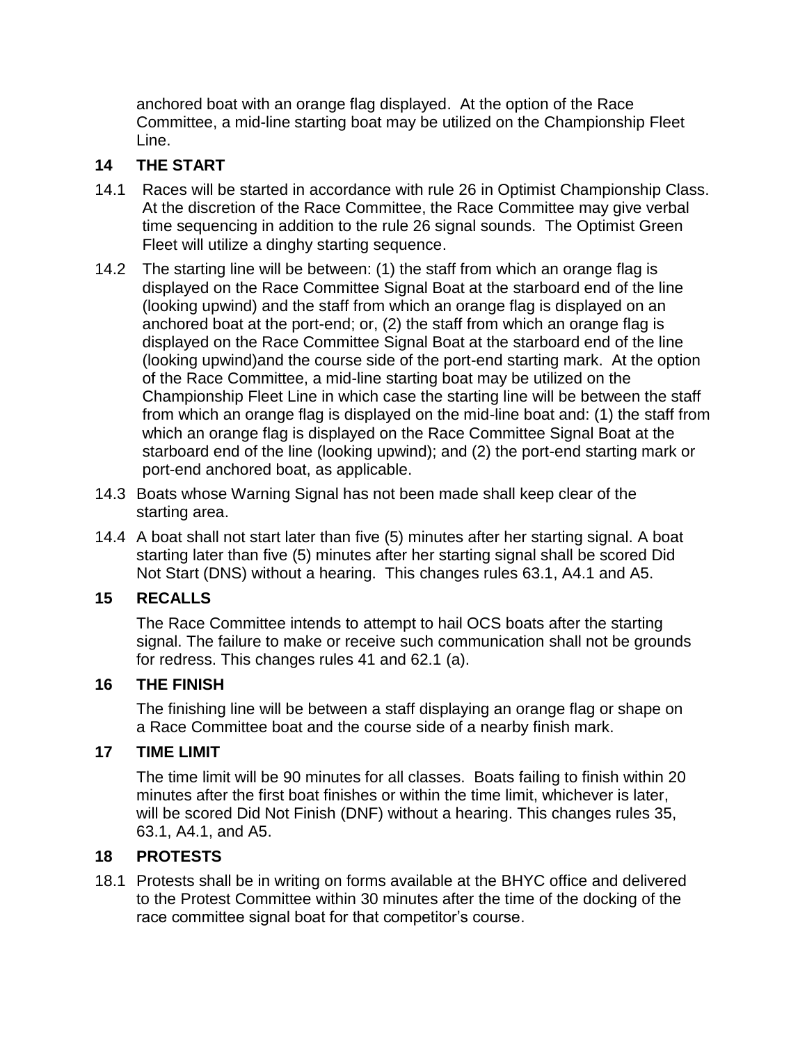anchored boat with an orange flag displayed. At the option of the Race Committee, a mid-line starting boat may be utilized on the Championship Fleet Line.

## 14 THE START

14.1 Races will be started in accordance with rule 26 in Optimist Championship Class. At the discretion of the Race Committee, the Race Committee may give verbal time sequencing in addition to the rule 26 signal sounds. The Optimist Green Fleet will utilize a dinghy starting sequence.

14.2 The starting line will be between: (1) the staff from which an orange flag is displayed on the Race Committee Signal Boat at the starboard end of the line (looking upwind) and the staff from which an orange flag is displayed on an anchored boat at the port-end; or, (2) the staff from which an orange flag is displayed on the Race Committee Signal Boat at the starboard end of the line (looking upwind)and the course side of the port-end starting mark. At the option of the Race Committee, a mid-line starting boat may be utilized on the Championship Fleet Line in which case the starting line will be between the staff from which an orange flag is displayed on the mid-line boat and: (1) the staff from which an orange flag is displayed on the Race Committee Signal Boat at the starboard end of the line (looking upwind); and (2) the port-end starting mark or port-end anchored boat, as applicable.

14.3 Boats whose Warning Signal has not been made shall keep clear of the starting area.

14.4 A boat shall not start later than five (5) minutes after her starting signal. A boat starting later than five (5) minutes after her starting signal shall be scored Did Not Start (DNS) without a hearing. This changes rules 63.1, A4.1 and A5.

## 15 RECALLS

The Race Committee intends to attempt to hail OCS boats after the starting signal. The failure to make or receive such communication shall not be grounds for redress. This changes rules 41 and 62.1 (a).

## 16 THE FINISH

The finishing line will be between a staff displaying an orange flag or shape on a Race Committee boat and the course side of a nearby finish mark.

## 17 TIME LIMIT

The time limit will be 90 minutes for all classes. Boats failing to finish within 20 minutes after the first boat finishes or within the time limit, whichever is later, will be scored Did Not Finish (DNF) without a hearing. This changes rules 35, 63.1, A4.1, and A5.

## 18 PROTESTS

18.1 Protests shall be in writing on forms available at the BHYC office and delivered to the Protest Committee within 30 minutes after the time of the docking of the race committee signal boat for that competitor's course.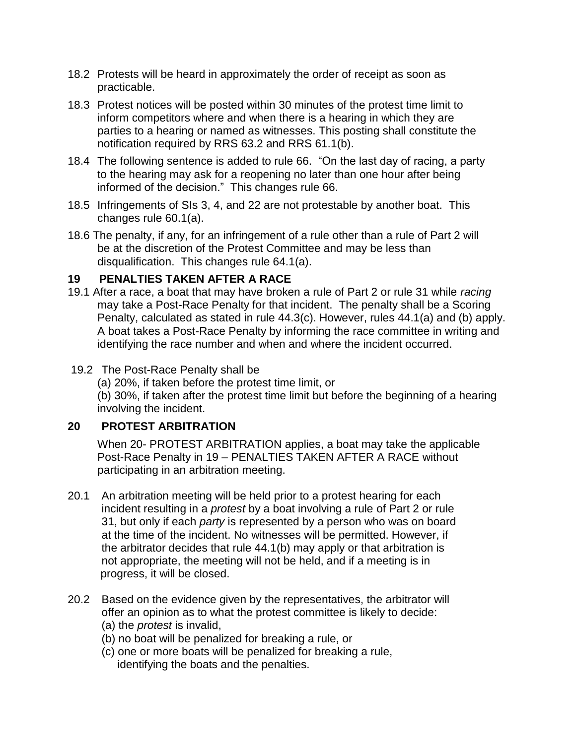18.2 Protests will be heard in approximately the order of receipt as soon as practicable.

18.3 Protest notices will be posted within 30 minutes of the protest time limit to inform competitors where and when there is a hearing in which they are parties to a hearing or named as witnesses. This posting shall constitute the notification required by RRS 63.2 and RRS 61.1(b).

18.4 The following sentence is added to rule 66. "On the last day of racing, a party to the hearing may ask for a reopening no later than one hour after being informed of the decision." This changes rule 66.

18.5 Infringements of SIs 3, 4, and 22 are not protestable by another boat. This changes rule 60.1(a).

18.6 The penalty, if any, for an infringement of a rule other than a rule of Part 2 will be at the discretion of the Protest Committee and may be less than disqualification. This changes rule 64.1(a).

## 19 PENALTIES TAKEN AFTER A RACE

19.1 After a race, a boat that may have broken a rule of Part 2 or rule 31 while *racing* may take a Post-Race Penalty for that incident. The penalty shall be a Scoring Penalty, calculated as stated in rule 44.3(c). However, rules 44.1(a) and (b) apply. A boat takes a Post-Race Penalty by informing the race committee in writing and identifying the race number and when and where the incident occurred.

19.2 The Post-Race Penalty shall be

(a) 20%, if taken before the protest time limit, or

(b) 30%, if taken after the protest time limit but before the beginning of a hearing involving the incident.

## 20 PROTEST ARBITRATION

When 20- PROTEST ARBITRATION applies, a boat may take the applicable Post-Race Penalty in 19 – PENALTIES TAKEN AFTER A RACE without participating in an arbitration meeting.

20.1 An arbitration meeting will be held prior to a protest hearing for each incident resulting in a *protest* by a boat involving a rule of Part 2 or rule 31, but only if each *party* is represented by a person who was on board at the time of the incident. No witnesses will be permitted. However, if the arbitrator decides that rule 44.1(b) may apply or that arbitration is not appropriate, the meeting will not be held, and if a meeting is in progress, it will be closed.

20.2 Based on the evidence given by the representatives, the arbitrator will offer an opinion as to what the protest committee is likely to decide:

(a) the *protest* is invalid,

(b) no boat will be penalized for breaking a rule, or

(c) one or more boats will be penalized for breaking a rule, identifying the boats and the penalties.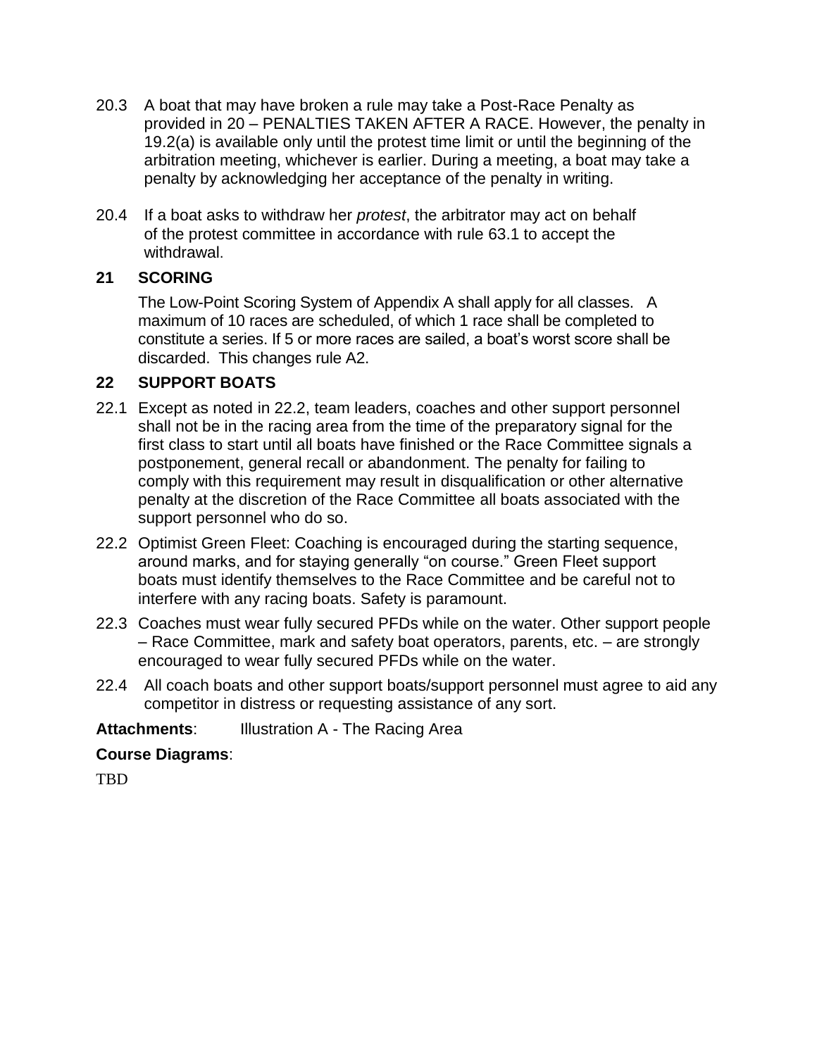20.3 A boat that may have broken a rule may take a Post-Race Penalty as provided in 20 – PENALTIES TAKEN AFTER A RACE. However, the penalty in 19.2(a) is available only until the protest time limit or until the beginning of the arbitration meeting, whichever is earlier. During a meeting, a boat may take a penalty by acknowledging her acceptance of the penalty in writing.

20.4 If a boat asks to withdraw her *protest*, the arbitrator may act on behalf of the protest committee in accordance with rule 63.1 to accept the withdrawal.

## 21 SCORING

The Low-Point Scoring System of Appendix A shall apply for all classes. A maximum of 10 races are scheduled, of which 1 race shall be completed to constitute a series. If 5 or more races are sailed, a boat's worst score shall be discarded. This changes rule A2.

## 22 SUPPORT BOATS

22.1 Except as noted in 22.2, team leaders, coaches and other support personnel shall not be in the racing area from the time of the preparatory signal for the first class to start until all boats have finished or the Race Committee signals a postponement, general recall or abandonment. The penalty for failing to comply with this requirement may result in disqualification or other alternative penalty at the discretion of the Race Committee all boats associated with the support personnel who do so.

22.2 Optimist Green Fleet: Coaching is encouraged during the starting sequence, around marks, and for staying generally "on course." Green Fleet support boats must identify themselves to the Race Committee and be careful not to interfere with any racing boats. Safety is paramount.

22.3 Coaches must wear fully secured PFDs while on the water. Other support people – Race Committee, mark and safety boat operators, parents, etc. – are strongly encouraged to wear fully secured PFDs while on the water.

22.4 All coach boats and other support boats/support personnel must agree to aid any competitor in distress or requesting assistance of any sort.

**Attachments**: Illustration A - The Racing Area

**Course Diagrams**:

TBD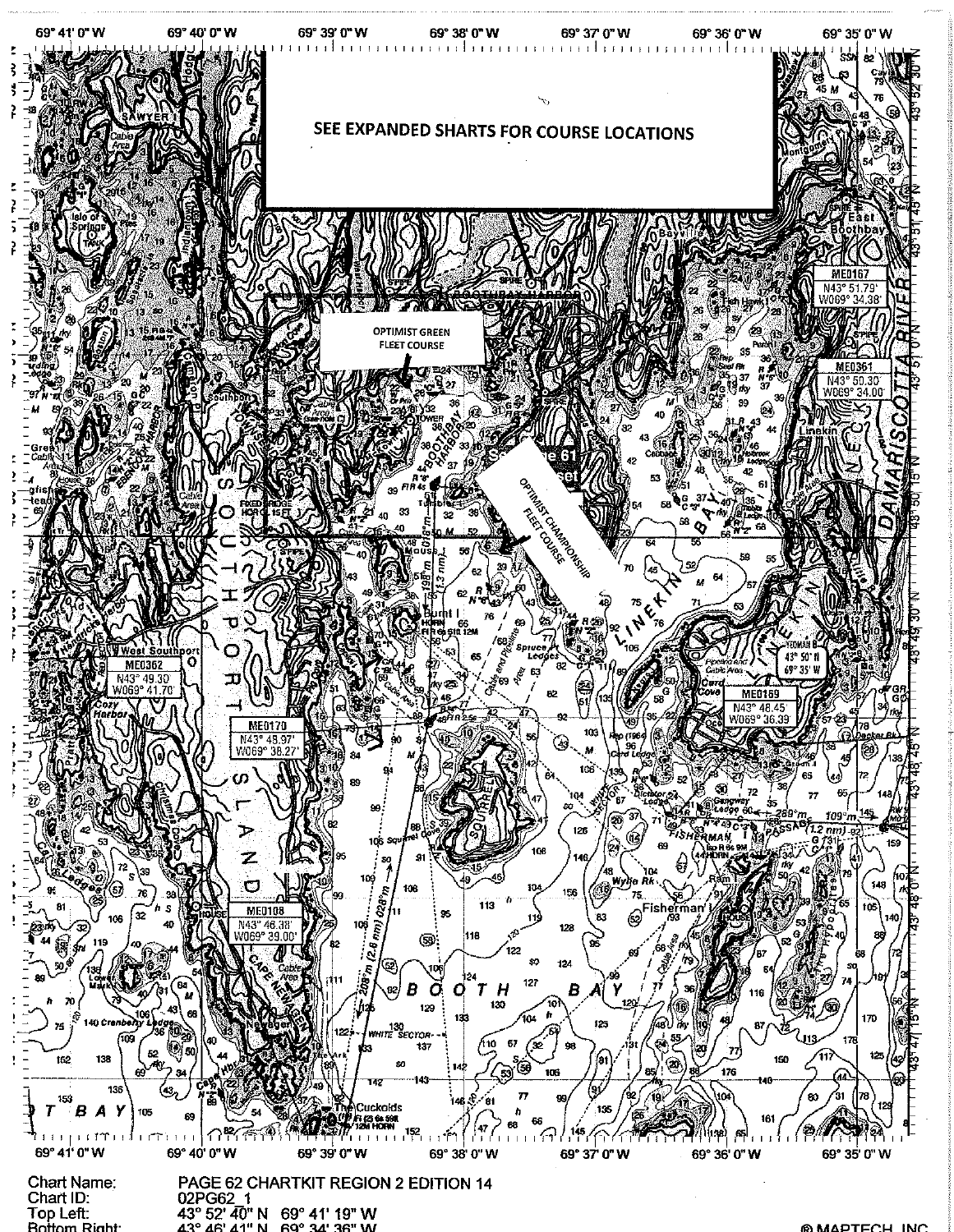SEE EXPANDED SHARTS FOR COURSE LOCATIONS

OPTIMIST GREEN FLEET COURSE

OPTIMIST CHAMPIONSHIP FLEET COURSE

Chart Name: PAGE 62 CHARTKIT REGION 2 EDITION 14
Chart ID: 02PG62_1
Top Left: 43° 52' 40" N 69° 41' 19" W
Bottom Right: 43° 46' 41" N 69° 34' 36" W

© MAPTECH, INC.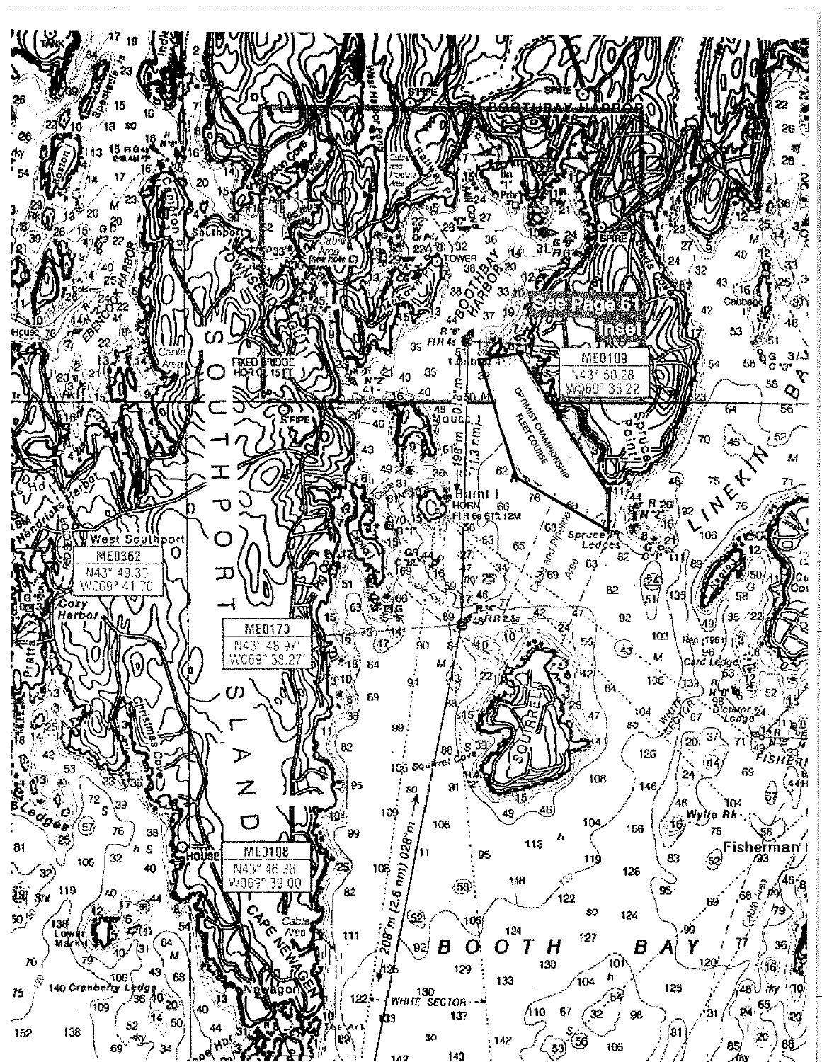BOOTHBAY HARBOR

See Page 61 Inset

ME0109
N43° 50.28'
W069° 35.22'

OPTIMIST CHAMPIONSHIP FLEET COURSE

ME0362
N43° 49.30'
W069° 41.70'

ME0170
N43° 48.97'
W069° 38.27'

ME0108
N43° 46.38'
W069° 39.00'

SOUTHPORT ISLAND

TOWNSEND GUT

BOOTHBAY HARBOR

EBENCOOK HARBOR

FIXED BRIDGE HOR CL 15 FT

Burnt I
HORN
Fl 6s 61ft 12M

198 m (0.1 nm)

1.3 nm

208 m (2.6 nm) 028°m

WHITE SECTOR

SQUIRREL

Squirrel Cove

Spruce Ledges

Spruce Point

LINEKIN BAY

Card Ledge

Dictator Ledge

Wylie Rk

Fisherman I

Cabbage I

West Southport

Cozy Harbor

Christmas Cove

Hendricks Harbor

Lower Mark I

Cranberry Ledge

CAPE NEWAGEN

Newagen

BOOTH BAY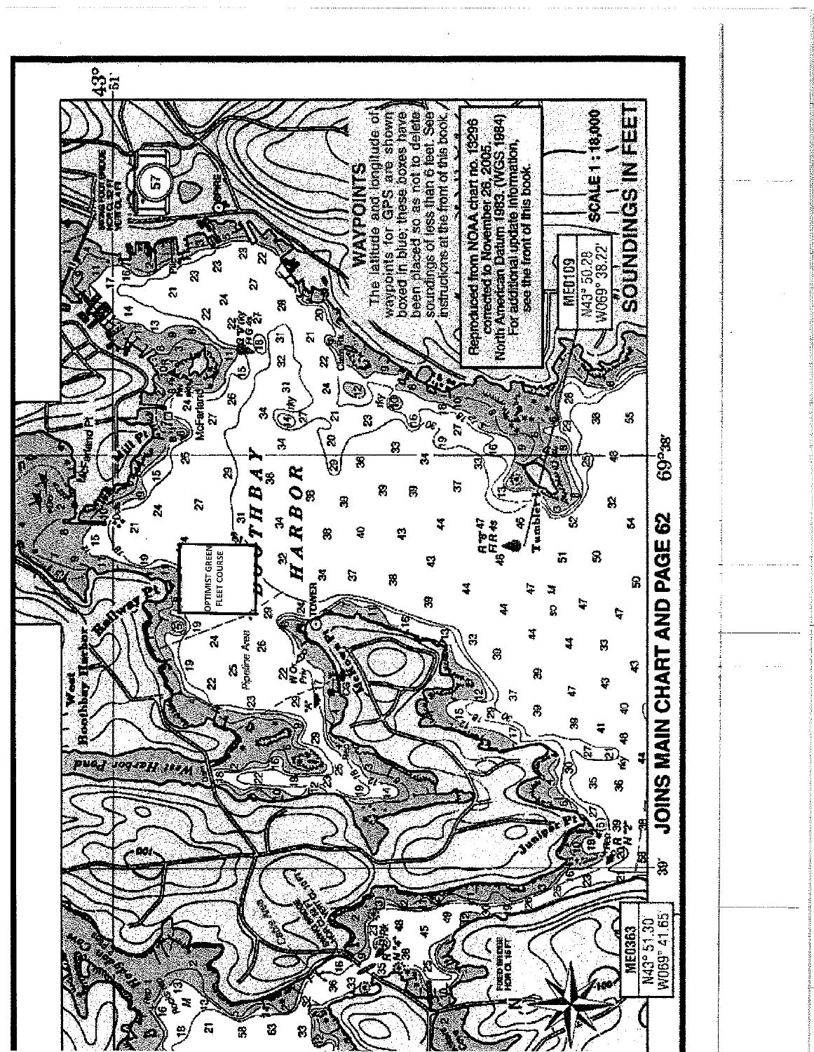BOOTHBAY HARBOR

OPTIMIST GREEN FLEET COURSE

**WAYPOINTS**

The latitude and longitude of waypoints for GPS are shown boxed in blue; these boxes have been placed so as not to delete soundings of less than 6 feet. See instructions at the front of this book.

Reproduced from NOAA chart no. 13296 corrected to November 26, 2005.
North American Datum 1983 (WGS 1984)
For additional update information, see the front of this book.

ME0109
N43° 50.28'
W069° 38.22'

ME0363
N43° 51.30'
W069° 41.65'

SCALE 1 : 18,000

**SOUNDINGS IN FEET**

**JOINS MAIN CHART AND PAGE 62**

43° 51'

69° 38'

39'

West Boothbay Harbor

Sawyer Pt

McFarland Pt

Mill Pt

Spruce Pt

Juniper Pt

Tumbler

TOWER

Pipeline Area

West Harbor Pond